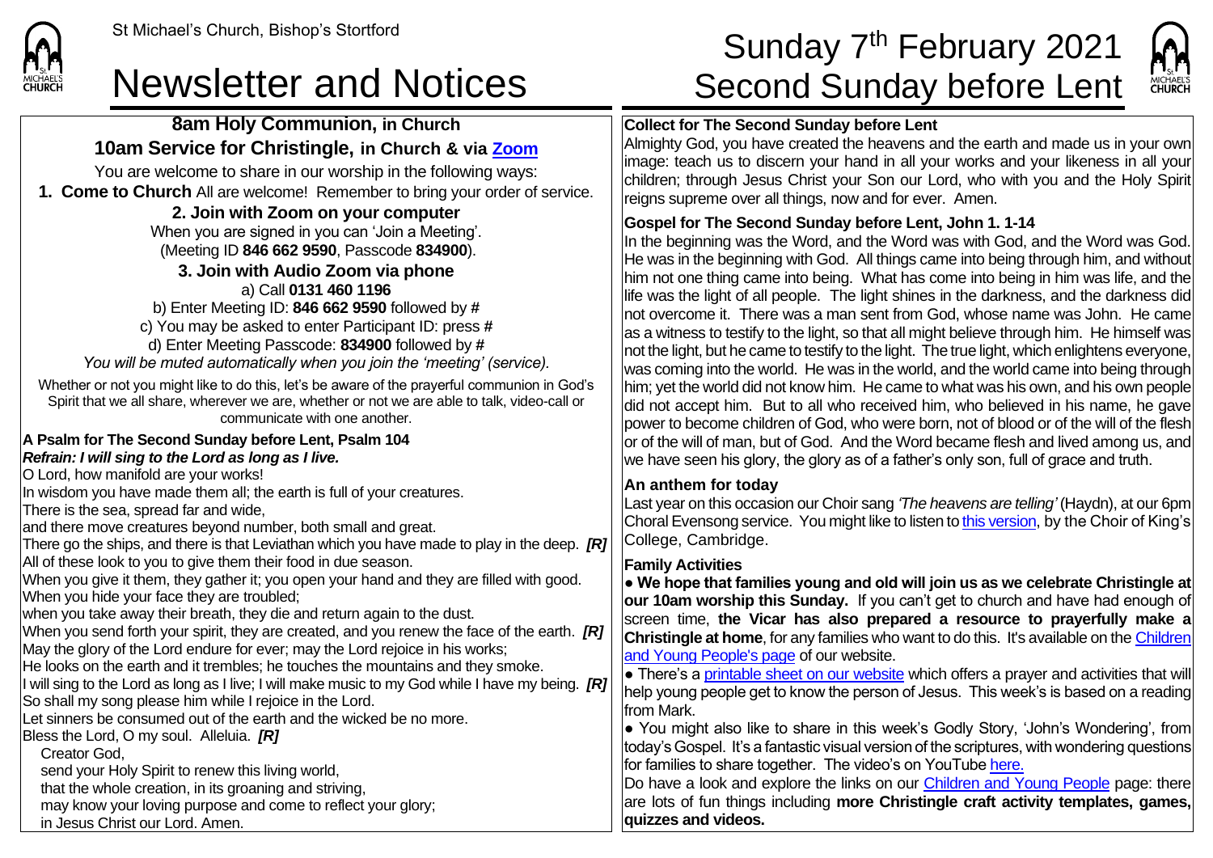St Michael's Church, Bishop's Stortford

# Newsletter and Notices

# Sunday 7th February 2021 Second Sunday before Lent

## 8am Holy Communion, in Church

## 10am Service for Christingle, in Church & via Zoom

You are welcome to share in our worship in the following ways:

**1. Come to Church** All are welcome! Remember to bring your order of service.

**2. Join with Zoom on your computer**

When you are signed in you can 'Join a Meeting'.
(Meeting ID **846 662 9590**, Passcode **834900**).

**3. Join with Audio Zoom via phone**

a) Call **0131 460 1196**
b) Enter Meeting ID: **846 662 9590** followed by **#**
c) You may be asked to enter Participant ID: press **#**
d) Enter Meeting Passcode: **834900** followed by **#**
*You will be muted automatically when you join the 'meeting' (service).*

Whether or not you might like to do this, let's be aware of the prayerful communion in God's Spirit that we all share, wherever we are, whether or not we are able to talk, video-call or communicate with one another.

**A Psalm for The Second Sunday before Lent, Psalm 104**
***Refrain: I will sing to the Lord as long as I live.***

O Lord, how manifold are your works!
In wisdom you have made them all; the earth is full of your creatures.
There is the sea, spread far and wide,
and there move creatures beyond number, both small and great.
There go the ships, and there is that Leviathan which you have made to play in the deep. ***[R]***
All of these look to you to give them their food in due season.
When you give it them, they gather it; you open your hand and they are filled with good.
When you hide your face they are troubled;
when you take away their breath, they die and return again to the dust.
When you send forth your spirit, they are created, and you renew the face of the earth. ***[R]***
May the glory of the Lord endure for ever; may the Lord rejoice in his works;
He looks on the earth and it trembles; he touches the mountains and they smoke.
I will sing to the Lord as long as I live; I will make music to my God while I have my being. ***[R]***
So shall my song please him while I rejoice in the Lord.
Let sinners be consumed out of the earth and the wicked be no more.
Bless the Lord, O my soul. Alleluia. ***[R]***

Creator God,
send your Holy Spirit to renew this living world,
that the whole creation, in its groaning and striving,
may know your loving purpose and come to reflect your glory;
in Jesus Christ our Lord. Amen.

**Collect for The Second Sunday before Lent**

Almighty God, you have created the heavens and the earth and made us in your own image: teach us to discern your hand in all your works and your likeness in all your children; through Jesus Christ your Son our Lord, who with you and the Holy Spirit reigns supreme over all things, now and for ever. Amen.

**Gospel for The Second Sunday before Lent, John 1. 1-14**

In the beginning was the Word, and the Word was with God, and the Word was God. He was in the beginning with God. All things came into being through him, and without him not one thing came into being. What has come into being in him was life, and the life was the light of all people. The light shines in the darkness, and the darkness did not overcome it. There was a man sent from God, whose name was John. He came as a witness to testify to the light, so that all might believe through him. He himself was not the light, but he came to testify to the light. The true light, which enlightens everyone, was coming into the world. He was in the world, and the world came into being through him; yet the world did not know him. He came to what was his own, and his own people did not accept him. But to all who received him, who believed in his name, he gave power to become children of God, who were born, not of blood or of the will of the flesh or of the will of man, but of God. And the Word became flesh and lived among us, and we have seen his glory, the glory as of a father's only son, full of grace and truth.

**An anthem for today**

Last year on this occasion our Choir sang *'The heavens are telling'* (Haydn), at our 6pm Choral Evensong service. You might like to listen to this version, by the Choir of King's College, Cambridge.

**Family Activities**

● **We hope that families young and old will join us as we celebrate Christingle at our 10am worship this Sunday.** If you can't get to church and have had enough of screen time, **the Vicar has also prepared a resource to prayerfully make a Christingle at home**, for any families who want to do this. It's available on the Children and Young People's page of our website.

● There's a printable sheet on our website which offers a prayer and activities that will help young people get to know the person of Jesus. This week's is based on a reading from Mark.

● You might also like to share in this week's Godly Story, 'John's Wondering', from today's Gospel. It's a fantastic visual version of the scriptures, with wondering questions for families to share together. The video's on YouTube here.

Do have a look and explore the links on our Children and Young People page: there are lots of fun things including **more Christingle craft activity templates, games, quizzes and videos.**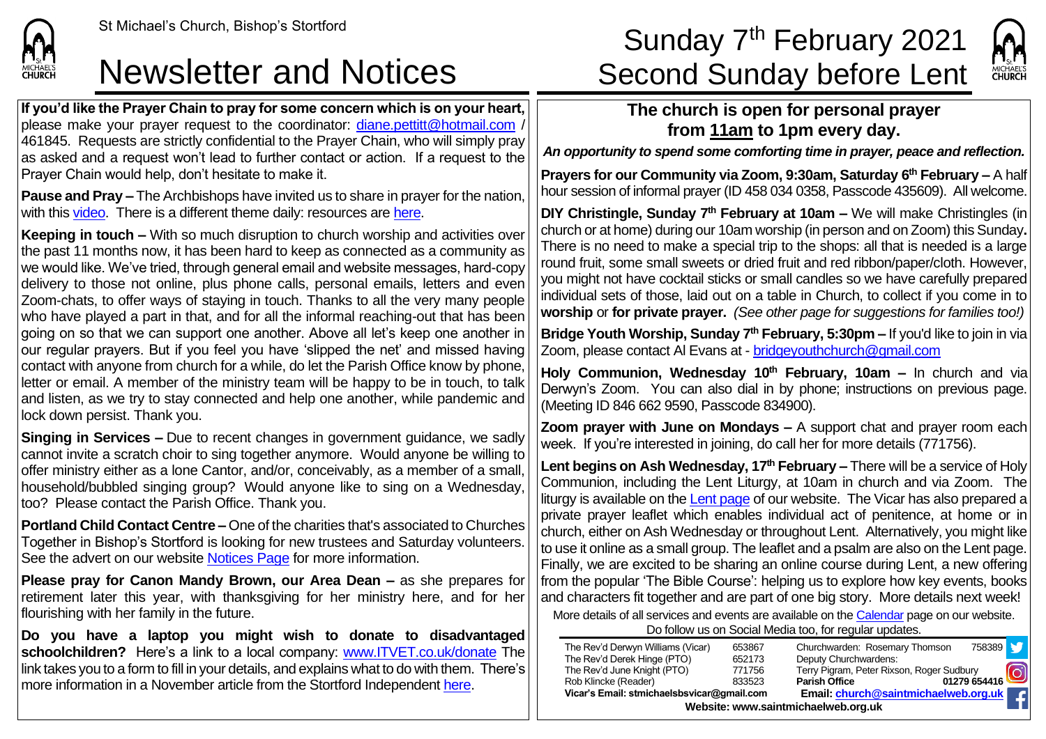St Michael's Church, Bishop's Stortford

# Newsletter and Notices

# Sunday 7th February 2021
# Second Sunday before Lent

**If you'd like the Prayer Chain to pray for some concern which is on your heart,** please make your prayer request to the coordinator: diane.pettitt@hotmail.com / 461845. Requests are strictly confidential to the Prayer Chain, who will simply pray as asked and a request won't lead to further contact or action. If a request to the Prayer Chain would help, don't hesitate to make it.

**Pause and Pray –** The Archbishops have invited us to share in prayer for the nation, with this video. There is a different theme daily: resources are here.

**Keeping in touch –** With so much disruption to church worship and activities over the past 11 months now, it has been hard to keep as connected as a community as we would like. We've tried, through general email and website messages, hard-copy delivery to those not online, plus phone calls, personal emails, letters and even Zoom-chats, to offer ways of staying in touch. Thanks to all the very many people who have played a part in that, and for all the informal reaching-out that has been going on so that we can support one another. Above all let's keep one another in our regular prayers. But if you feel you have 'slipped the net' and missed having contact with anyone from church for a while, do let the Parish Office know by phone, letter or email. A member of the ministry team will be happy to be in touch, to talk and listen, as we try to stay connected and help one another, while pandemic and lock down persist. Thank you.

**Singing in Services –** Due to recent changes in government guidance, we sadly cannot invite a scratch choir to sing together anymore. Would anyone be willing to offer ministry either as a lone Cantor, and/or, conceivably, as a member of a small, household/bubbled singing group? Would anyone like to sing on a Wednesday, too? Please contact the Parish Office. Thank you.

**Portland Child Contact Centre –** One of the charities that's associated to Churches Together in Bishop's Stortford is looking for new trustees and Saturday volunteers. See the advert on our website Notices Page for more information.

**Please pray for Canon Mandy Brown, our Area Dean –** as she prepares for retirement later this year, with thanksgiving for her ministry here, and for her flourishing with her family in the future.

**Do you have a laptop you might wish to donate to disadvantaged schoolchildren?** Here's a link to a local company: www.ITVET.co.uk/donate The link takes you to a form to fill in your details, and explains what to do with them. There's more information in a November article from the Stortford Independent here.

## The church is open for personal prayer from 11am to 1pm every day.

***An opportunity to spend some comforting time in prayer, peace and reflection.***

**Prayers for our Community via Zoom, 9:30am, Saturday 6th February –** A half hour session of informal prayer (ID 458 034 0358, Passcode 435609). All welcome.

**DIY Christingle, Sunday 7th February at 10am –** We will make Christingles (in church or at home) during our 10am worship (in person and on Zoom) this Sunday**.** There is no need to make a special trip to the shops: all that is needed is a large round fruit, some small sweets or dried fruit and red ribbon/paper/cloth. However, you might not have cocktail sticks or small candles so we have carefully prepared individual sets of those, laid out on a table in Church, to collect if you come in to **worship** or **for private prayer.** *(See other page for suggestions for families too!)*

**Bridge Youth Worship, Sunday 7th February, 5:30pm –** If you'd like to join in via Zoom, please contact Al Evans at - bridgeyouthchurch@gmail.com

**Holy Communion, Wednesday 10th February, 10am –** In church and via Derwyn's Zoom. You can also dial in by phone; instructions on previous page. (Meeting ID 846 662 9590, Passcode 834900).

**Zoom prayer with June on Mondays –** A support chat and prayer room each week. If you're interested in joining, do call her for more details (771756).

**Lent begins on Ash Wednesday, 17th February –** There will be a service of Holy Communion, including the Lent Liturgy, at 10am in church and via Zoom. The liturgy is available on the Lent page of our website. The Vicar has also prepared a private prayer leaflet which enables individual act of penitence, at home or in church, either on Ash Wednesday or throughout Lent. Alternatively, you might like to use it online as a small group. The leaflet and a psalm are also on the Lent page. Finally, we are excited to be sharing an online course during Lent, a new offering from the popular 'The Bible Course': helping us to explore how key events, books and characters fit together and are part of one big story. More details next week!

More details of all services and events are available on the Calendar page on our website. Do follow us on Social Media too, for regular updates.

| | | | |
|---|---|---|---|
| The Rev'd Derwyn Williams (Vicar) | 653867 | Churchwarden: Rosemary Thomson | 758389 |
| The Rev'd Derek Hinge (PTO) | 652173 | Deputy Churchwardens: | |
| The Rev'd June Knight (PTO) | 771756 | Terry Pigram, Peter Rixson, Roger Sudbury | |
| Rob Klincke (Reader) | 833523 | **Parish Office** | **01279 654416** |
| **Vicar's Email: stmichaelsbsvicar@gmail.com** | | **Email: church@saintmichaelweb.org.uk** | |

**Website: www.saintmichaelweb.org.uk**